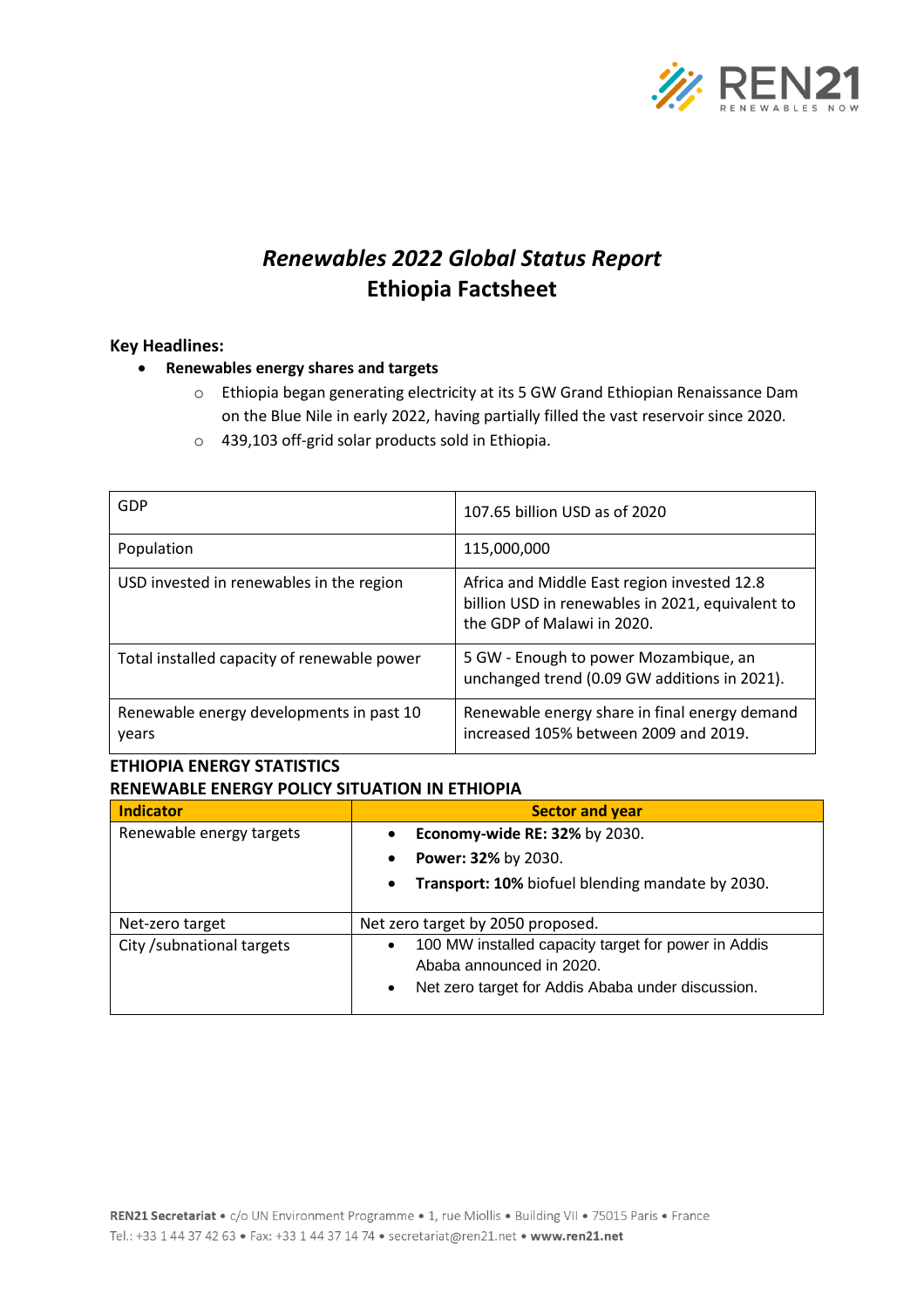# *Renewables 2022 Global Status Report*
# Ethiopia Factsheet

**Key Headlines:**

- **Renewables energy shares and targets**
  - Ethiopia began generating electricity at its 5 GW Grand Ethiopian Renaissance Dam on the Blue Nile in early 2022, having partially filled the vast reservoir since 2020.
  - 439,103 off-grid solar products sold in Ethiopia.

| | |
|---|---|
| GDP | 107.65 billion USD as of 2020 |
| Population | 115,000,000 |
| USD invested in renewables in the region | Africa and Middle East region invested 12.8 billion USD in renewables in 2021, equivalent to the GDP of Malawi in 2020. |
| Total installed capacity of renewable power | 5 GW - Enough to power Mozambique, an unchanged trend (0.09 GW additions in 2021). |
| Renewable energy developments in past 10 years | Renewable energy share in final energy demand increased 105% between 2009 and 2019. |

**ETHIOPIA ENERGY STATISTICS**

**RENEWABLE ENERGY POLICY SITUATION IN ETHIOPIA**

| Indicator | Sector and year |
|---|---|
| Renewable energy targets | • **Economy-wide RE: 32%** by 2030.<br>• **Power: 32%** by 2030.<br>• **Transport: 10%** biofuel blending mandate by 2030. |
| Net-zero target | Net zero target by 2050 proposed. |
| City /subnational targets | • 100 MW installed capacity target for power in Addis Ababa announced in 2020.<br>• Net zero target for Addis Ababa under discussion. |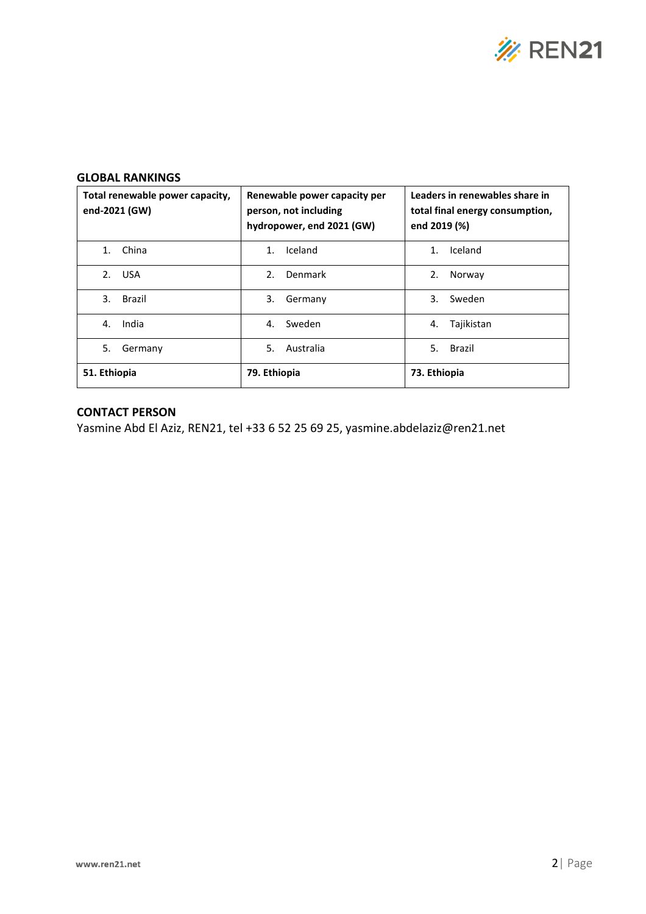## GLOBAL RANKINGS

| Total renewable power capacity, end-2021 (GW) | Renewable power capacity per person, not including hydropower, end 2021 (GW) | Leaders in renewables share in total final energy consumption, end 2019 (%) |
|---|---|---|
| 1. China | 1. Iceland | 1. Iceland |
| 2. USA | 2. Denmark | 2. Norway |
| 3. Brazil | 3. Germany | 3. Sweden |
| 4. India | 4. Sweden | 4. Tajikistan |
| 5. Germany | 5. Australia | 5. Brazil |
| **51. Ethiopia** | **79. Ethiopia** | **73. Ethiopia** |

## CONTACT PERSON

Yasmine Abd El Aziz, REN21, tel +33 6 52 25 69 25, yasmine.abdelaziz@ren21.net